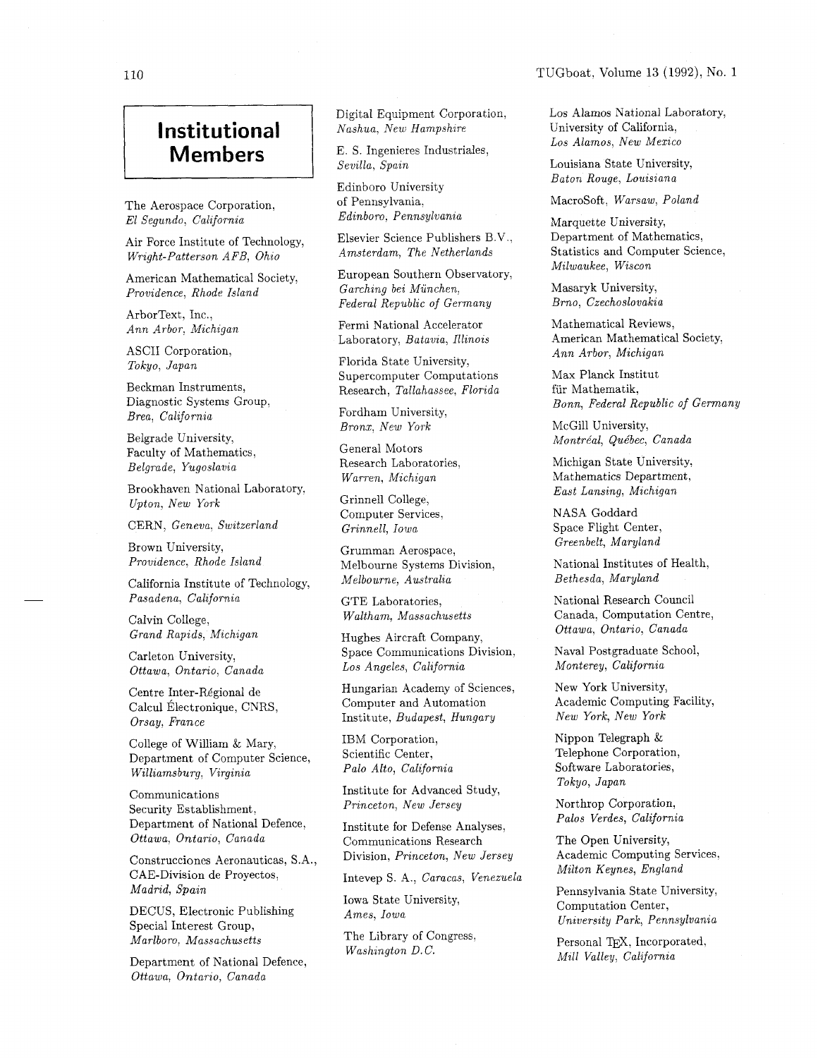# Institutional Members

The Aerospace Corporation,
*El Segundo, California*

Air Force Institute of Technology,
*Wright-Patterson AFB, Ohio*

American Mathematical Society,
*Providence, Rhode Island*

ArborText, Inc.,
*Ann Arbor, Michigan*

ASCII Corporation,
*Tokyo, Japan*

Beckman Instruments,
Diagnostic Systems Group,
*Brea, California*

Belgrade University,
Faculty of Mathematics,
*Belgrade, Yugoslavia*

Brookhaven National Laboratory,
*Upton, New York*

CERN, *Geneva, Switzerland*

Brown University,
*Providence, Rhode Island*

California Institute of Technology,
*Pasadena, California*

Calvin College,
*Grand Rapids, Michigan*

Carleton University,
*Ottawa, Ontario, Canada*

Centre Inter-Régional de
Calcul Électronique, CNRS,
*Orsay, France*

College of William & Mary,
Department of Computer Science,
*Williamsburg, Virginia*

Communications
Security Establishment,
Department of National Defence,
*Ottawa, Ontario, Canada*

Construcciones Aeronauticas, S.A.,
CAE-Division de Proyectos,
*Madrid, Spain*

DECUS, Electronic Publishing
Special Interest Group,
*Marlboro, Massachusetts*

Department of National Defence,
*Ottawa, Ontario, Canada*

Digital Equipment Corporation,
*Nashua, New Hampshire*

E. S. Ingenieres Industriales,
*Sevilla, Spain*

Edinboro University
of Pennsylvania,
*Edinboro, Pennsylvania*

Elsevier Science Publishers B.V.,
*Amsterdam, The Netherlands*

European Southern Observatory,
*Garching bei München,*
*Federal Republic of Germany*

Fermi National Accelerator
Laboratory, *Batavia, Illinois*

Florida State University,
Supercomputer Computations
Research, *Tallahassee, Florida*

Fordham University,
*Bronx, New York*

General Motors
Research Laboratories,
*Warren, Michigan*

Grinnell College,
Computer Services,
*Grinnell, Iowa*

Grumman Aerospace,
Melbourne Systems Division,
*Melbourne, Australia*

GTE Laboratories,
*Waltham, Massachusetts*

Hughes Aircraft Company,
Space Communications Division,
*Los Angeles, California*

Hungarian Academy of Sciences,
Computer and Automation
Institute, *Budapest, Hungary*

IBM Corporation,
Scientific Center,
*Palo Alto, California*

Institute for Advanced Study,
*Princeton, New Jersey*

Institute for Defense Analyses,
Communications Research
Division, *Princeton, New Jersey*

Intevep S. A., *Caracas, Venezuela*

Iowa State University,
*Ames, Iowa*

The Library of Congress,
*Washington D.C.*

Los Alamos National Laboratory,
University of California,
*Los Alamos, New Mexico*

Louisiana State University,
*Baton Rouge, Louisiana*

MacroSoft, *Warsaw, Poland*

Marquette University,
Department of Mathematics,
Statistics and Computer Science,
*Milwaukee, Wiscon*

Masaryk University,
*Brno, Czechoslovakia*

Mathematical Reviews,
American Mathematical Society,
*Ann Arbor, Michigan*

Max Planck Institut
für Mathematik,
*Bonn, Federal Republic of Germany*

McGill University,
*Montréal, Québec, Canada*

Michigan State University,
Mathematics Department,
*East Lansing, Michigan*

NASA Goddard
Space Flight Center,
*Greenbelt, Maryland*

National Institutes of Health,
*Bethesda, Maryland*

National Research Council
Canada, Computation Centre,
*Ottawa, Ontario, Canada*

Naval Postgraduate School,
*Monterey, California*

New York University,
Academic Computing Facility,
*New York, New York*

Nippon Telegraph &
Telephone Corporation,
Software Laboratories,
*Tokyo, Japan*

Northrop Corporation,
*Palos Verdes, California*

The Open University,
Academic Computing Services,
*Milton Keynes, England*

Pennsylvania State University,
Computation Center,
*University Park, Pennsylvania*

Personal TeX, Incorporated,
*Mill Valley, California*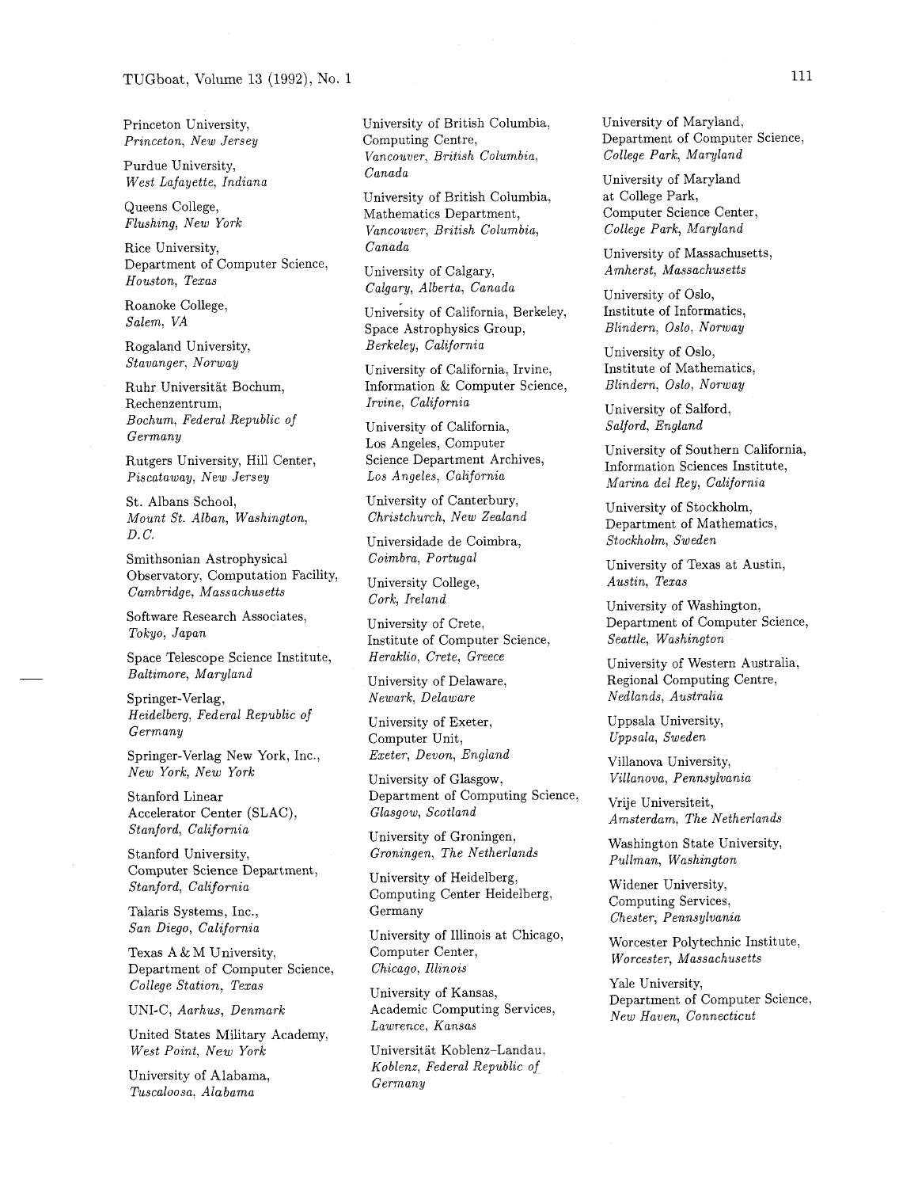Princeton University,
*Princeton, New Jersey*

Purdue University,
*West Lafayette, Indiana*

Queens College,
*Flushing, New York*

Rice University,
Department of Computer Science,
*Houston, Texas*

Roanoke College,
*Salem, VA*

Rogaland University,
*Stavanger, Norway*

Ruhr Universität Bochum,
Rechenzentrum,
*Bochum, Federal Republic of Germany*

Rutgers University, Hill Center,
*Piscataway, New Jersey*

St. Albans School,
*Mount St. Alban, Washington, D.C.*

Smithsonian Astrophysical Observatory, Computation Facility,
*Cambridge, Massachusetts*

Software Research Associates,
*Tokyo, Japan*

Space Telescope Science Institute,
*Baltimore, Maryland*

Springer-Verlag,
*Heidelberg, Federal Republic of Germany*

Springer-Verlag New York, Inc.,
*New York, New York*

Stanford Linear Accelerator Center (SLAC),
*Stanford, California*

Stanford University,
Computer Science Department,
*Stanford, California*

Talaris Systems, Inc.,
*San Diego, California*

Texas A & M University,
Department of Computer Science,
*College Station, Texas*

UNI-C, *Aarhus, Denmark*

United States Military Academy,
*West Point, New York*

University of Alabama,
*Tuscaloosa, Alabama*

University of British Columbia,
Computing Centre,
*Vancouver, British Columbia, Canada*

University of British Columbia,
Mathematics Department,
*Vancouver, British Columbia, Canada*

University of Calgary,
*Calgary, Alberta, Canada*

University of California, Berkeley,
Space Astrophysics Group,
*Berkeley, California*

University of California, Irvine,
Information & Computer Science,
*Irvine, California*

University of California,
Los Angeles, Computer Science Department Archives,
*Los Angeles, California*

University of Canterbury,
*Christchurch, New Zealand*

Universidade de Coimbra,
*Coimbra, Portugal*

University College,
*Cork, Ireland*

University of Crete,
Institute of Computer Science,
*Heraklio, Crete, Greece*

University of Delaware,
*Newark, Delaware*

University of Exeter,
Computer Unit,
*Exeter, Devon, England*

University of Glasgow,
Department of Computing Science,
*Glasgow, Scotland*

University of Groningen,
*Groningen, The Netherlands*

University of Heidelberg,
Computing Center Heidelberg,
Germany

University of Illinois at Chicago,
Computer Center,
*Chicago, Illinois*

University of Kansas,
Academic Computing Services,
*Lawrence, Kansas*

Universität Koblenz–Landau,
*Koblenz, Federal Republic of Germany*

University of Maryland,
Department of Computer Science,
*College Park, Maryland*

University of Maryland at College Park,
Computer Science Center,
*College Park, Maryland*

University of Massachusetts,
*Amherst, Massachusetts*

University of Oslo,
Institute of Informatics,
*Blindern, Oslo, Norway*

University of Oslo,
Institute of Mathematics,
*Blindern, Oslo, Norway*

University of Salford,
*Salford, England*

University of Southern California,
Information Sciences Institute,
*Marina del Rey, California*

University of Stockholm,
Department of Mathematics,
*Stockholm, Sweden*

University of Texas at Austin,
*Austin, Texas*

University of Washington,
Department of Computer Science,
*Seattle, Washington*

University of Western Australia,
Regional Computing Centre,
*Nedlands, Australia*

Uppsala University,
*Uppsala, Sweden*

Villanova University,
*Villanova, Pennsylvania*

Vrije Universiteit,
*Amsterdam, The Netherlands*

Washington State University,
*Pullman, Washington*

Widener University,
Computing Services,
*Chester, Pennsylvania*

Worcester Polytechnic Institute,
*Worcester, Massachusetts*

Yale University,
Department of Computer Science,
*New Haven, Connecticut*